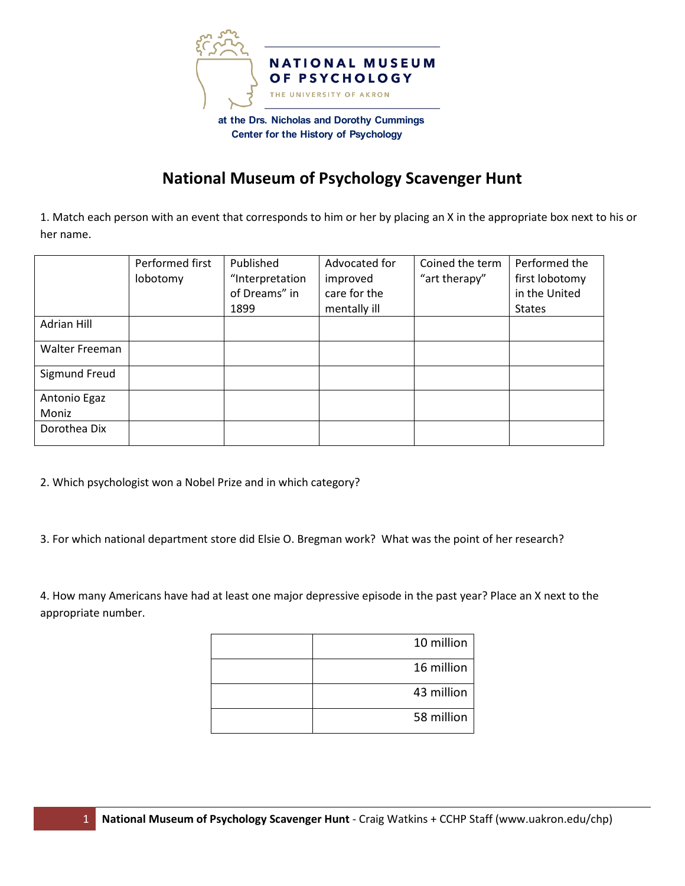NATIONAL MUSEUM OF PSYCHOLOGY

THE UNIVERSITY OF AKRON

at the Drs. Nicholas and Dorothy Cummings Center for the History of Psychology

# National Museum of Psychology Scavenger Hunt

1. Match each person with an event that corresponds to him or her by placing an X in the appropriate box next to his or her name.

| | Performed first lobotomy | Published "Interpretation of Dreams" in 1899 | Advocated for improved care for the mentally ill | Coined the term "art therapy" | Performed the first lobotomy in the United States |
|---|---|---|---|---|---|
| Adrian Hill | | | | | |
| Walter Freeman | | | | | |
| Sigmund Freud | | | | | |
| Antonio Egaz Moniz | | | | | |
| Dorothea Dix | | | | | |

2. Which psychologist won a Nobel Prize and in which category?

3. For which national department store did Elsie O. Bregman work? What was the point of her research?

4. How many Americans have had at least one major depressive episode in the past year? Place an X next to the appropriate number.

| | |
|---|---|
| | 10 million |
| | 16 million |
| | 43 million |
| | 58 million |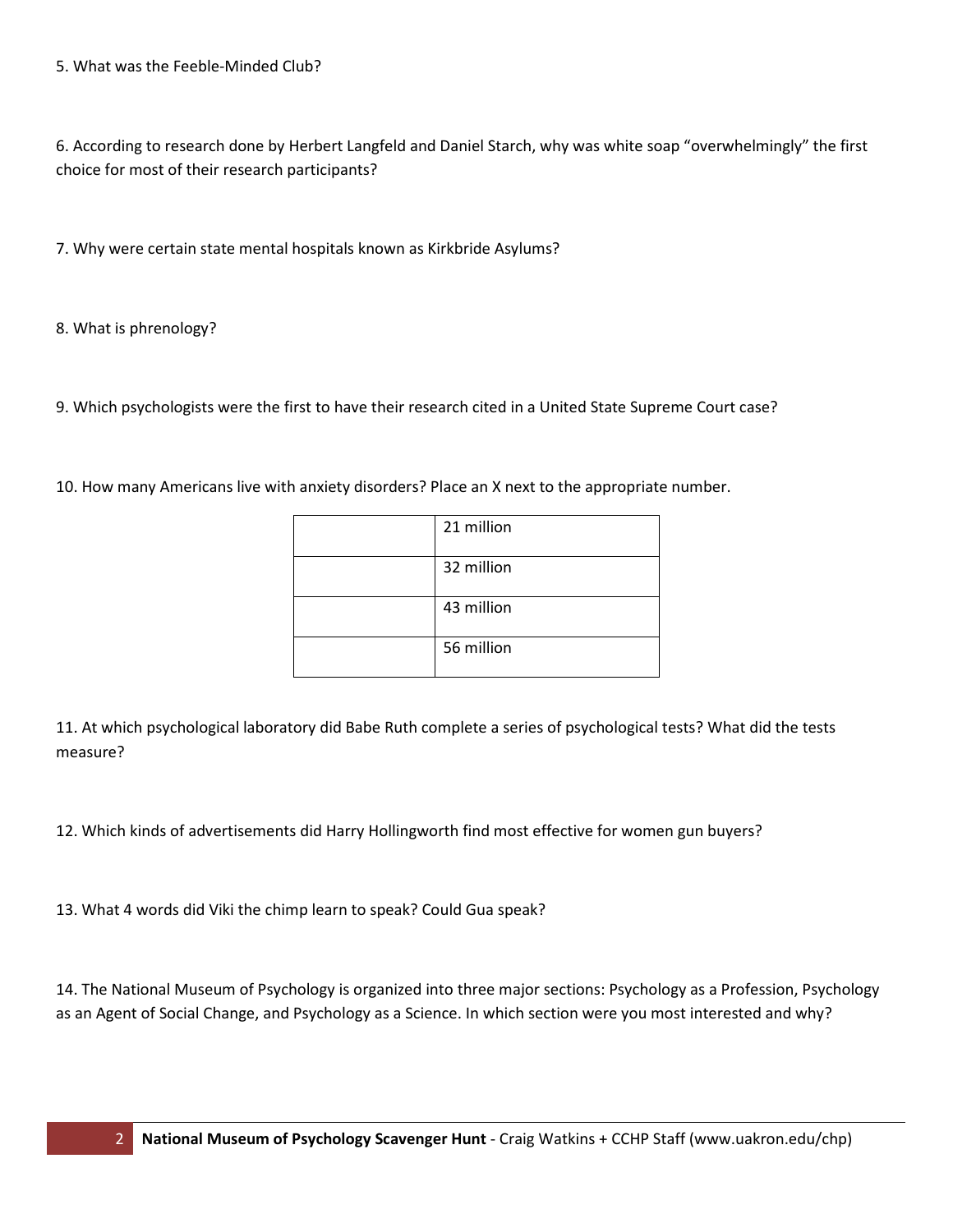5. What was the Feeble-Minded Club?

6. According to research done by Herbert Langfeld and Daniel Starch, why was white soap "overwhelmingly" the first choice for most of their research participants?

7. Why were certain state mental hospitals known as Kirkbride Asylums?

8. What is phrenology?

9. Which psychologists were the first to have their research cited in a United State Supreme Court case?

10. How many Americans live with anxiety disorders? Place an X next to the appropriate number.

| | |
|---|---|
| | 21 million |
| | 32 million |
| | 43 million |
| | 56 million |

11. At which psychological laboratory did Babe Ruth complete a series of psychological tests? What did the tests measure?

12. Which kinds of advertisements did Harry Hollingworth find most effective for women gun buyers?

13. What 4 words did Viki the chimp learn to speak? Could Gua speak?

14. The National Museum of Psychology is organized into three major sections: Psychology as a Profession, Psychology as an Agent of Social Change, and Psychology as a Science. In which section were you most interested and why?